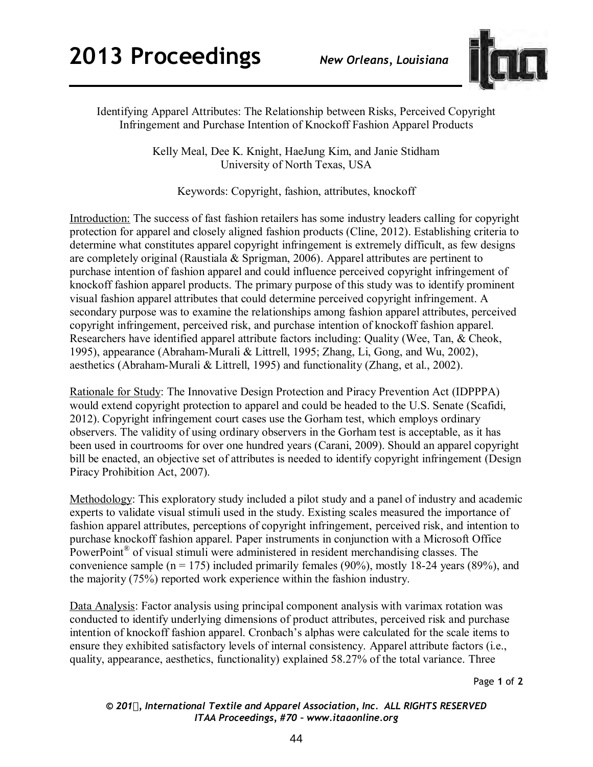# Identifying Apparel Attributes: The Relationship between Risks, Perceived Copyright Infringement and Purchase Intention of Knockoff Fashion Apparel Products

Kelly Meal, Dee K. Knight, HaeJung Kim, and Janie Stidham
University of North Texas, USA

Keywords: Copyright, fashion, attributes, knockoff

Introduction: The success of fast fashion retailers has some industry leaders calling for copyright protection for apparel and closely aligned fashion products (Cline, 2012). Establishing criteria to determine what constitutes apparel copyright infringement is extremely difficult, as few designs are completely original (Raustiala & Sprigman, 2006). Apparel attributes are pertinent to purchase intention of fashion apparel and could influence perceived copyright infringement of knockoff fashion apparel products. The primary purpose of this study was to identify prominent visual fashion apparel attributes that could determine perceived copyright infringement. A secondary purpose was to examine the relationships among fashion apparel attributes, perceived copyright infringement, perceived risk, and purchase intention of knockoff fashion apparel. Researchers have identified apparel attribute factors including: Quality (Wee, Tan, & Cheok, 1995), appearance (Abraham-Murali & Littrell, 1995; Zhang, Li, Gong, and Wu, 2002), aesthetics (Abraham-Murali & Littrell, 1995) and functionality (Zhang, et al., 2002).

Rationale for Study: The Innovative Design Protection and Piracy Prevention Act (IDPPPA) would extend copyright protection to apparel and could be headed to the U.S. Senate (Scafidi, 2012). Copyright infringement court cases use the Gorham test, which employs ordinary observers. The validity of using ordinary observers in the Gorham test is acceptable, as it has been used in courtrooms for over one hundred years (Carani, 2009). Should an apparel copyright bill be enacted, an objective set of attributes is needed to identify copyright infringement (Design Piracy Prohibition Act, 2007).

Methodology: This exploratory study included a pilot study and a panel of industry and academic experts to validate visual stimuli used in the study. Existing scales measured the importance of fashion apparel attributes, perceptions of copyright infringement, perceived risk, and intention to purchase knockoff fashion apparel. Paper instruments in conjunction with a Microsoft Office PowerPoint® of visual stimuli were administered in resident merchandising classes. The convenience sample ($n = 175$) included primarily females (90%), mostly 18-24 years (89%), and the majority (75%) reported work experience within the fashion industry.

Data Analysis: Factor analysis using principal component analysis with varimax rotation was conducted to identify underlying dimensions of product attributes, perceived risk and purchase intention of knockoff fashion apparel. Cronbach's alphas were calculated for the scale items to ensure they exhibited satisfactory levels of internal consistency. Apparel attribute factors (i.e., quality, appearance, aesthetics, functionality) explained 58.27% of the total variance. Three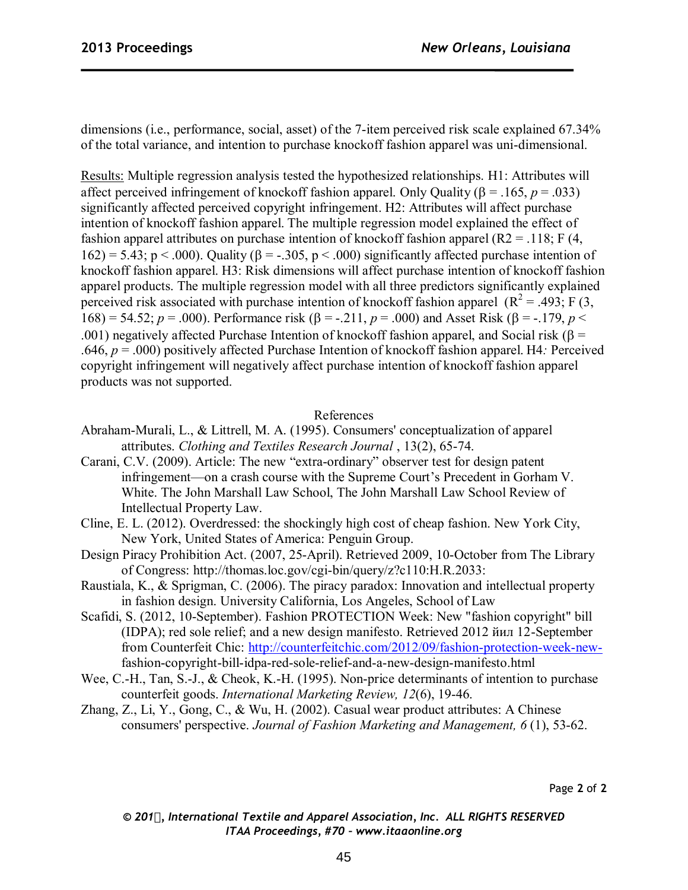dimensions (i.e., performance, social, asset) of the 7-item perceived risk scale explained 67.34% of the total variance, and intention to purchase knockoff fashion apparel was uni-dimensional.

Results: Multiple regression analysis tested the hypothesized relationships. H1: Attributes will affect perceived infringement of knockoff fashion apparel. Only Quality ($\beta = .165$, $p = .033$) significantly affected perceived copyright infringement. H2: Attributes will affect purchase intention of knockoff fashion apparel. The multiple regression model explained the effect of fashion apparel attributes on purchase intention of knockoff fashion apparel ($R2 = .118$; $F(4, 162) = 5.43$; $p < .000$). Quality ($\beta = -.305$, $p < .000$) significantly affected purchase intention of knockoff fashion apparel. H3: Risk dimensions will affect purchase intention of knockoff fashion apparel products. The multiple regression model with all three predictors significantly explained perceived risk associated with purchase intention of knockoff fashion apparel ($R^2 = .493$; $F(3, 168) = 54.52$; $p = .000$). Performance risk ($\beta = -.211$, $p = .000$) and Asset Risk ($\beta = -.179$, $p < .001$) negatively affected Purchase Intention of knockoff fashion apparel, and Social risk ($\beta = .646$, $p = .000$) positively affected Purchase Intention of knockoff fashion apparel. H4*:* Perceived copyright infringement will negatively affect purchase intention of knockoff fashion apparel products was not supported.

References

Abraham-Murali, L., & Littrell, M. A. (1995). Consumers' conceptualization of apparel attributes. *Clothing and Textiles Research Journal* , 13(2), 65-74.

Carani, C.V. (2009). Article: The new "extra-ordinary" observer test for design patent infringement—on a crash course with the Supreme Court's Precedent in Gorham V. White. The John Marshall Law School, The John Marshall Law School Review of Intellectual Property Law.

Cline, E. L. (2012). Overdressed: the shockingly high cost of cheap fashion. New York City, New York, United States of America: Penguin Group.

Design Piracy Prohibition Act. (2007, 25-April). Retrieved 2009, 10-October from The Library of Congress: http://thomas.loc.gov/cgi-bin/query/z?c110:H.R.2033:

Raustiala, K., & Sprigman, C. (2006). The piracy paradox: Innovation and intellectual property in fashion design. University California, Los Angeles, School of Law

Scafidi, S. (2012, 10-September). Fashion PROTECTION Week: New "fashion copyright" bill (IDPA); red sole relief; and a new design manifesto. Retrieved 2012 йил 12-September from Counterfeit Chic: http://counterfeitchic.com/2012/09/fashion-protection-week-new-fashion-copyright-bill-idpa-red-sole-relief-and-a-new-design-manifesto.html

Wee, C.-H., Tan, S.-J., & Cheok, K.-H. (1995). Non-price determinants of intention to purchase counterfeit goods. *International Marketing Review, 12*(6), 19-46.

Zhang, Z., Li, Y., Gong, C., & Wu, H. (2002). Casual wear product attributes: A Chinese consumers' perspective. *Journal of Fashion Marketing and Management, 6* (1), 53-62.